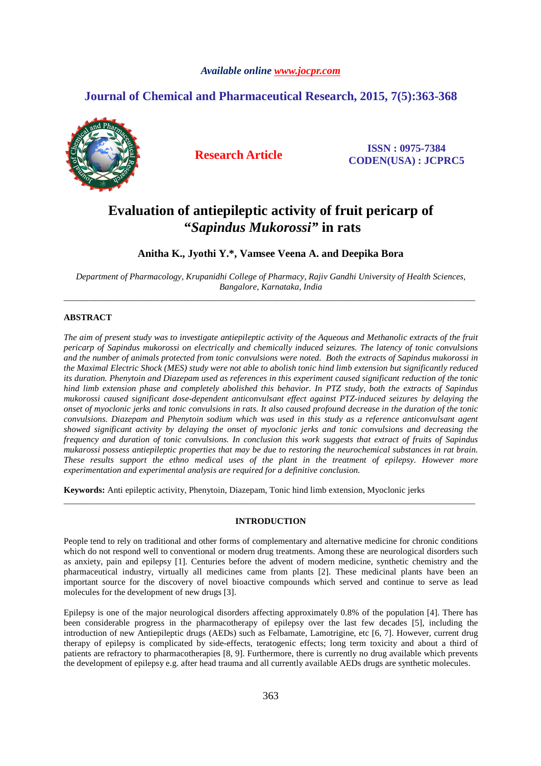Available online www.jocpr.com

# Journal of Chemical and Pharmaceutical Research, 2015, 7(5):363-368

**Research Article**

**ISSN : 0975-7384**
**CODEN(USA) : JCPRC5**

# Evaluation of antiepileptic activity of fruit pericarp of *"Sapindus Mukorossi"* in rats

**Anitha K., Jyothi Y.*, Vamsee Veena A. and Deepika Bora**

*Department of Pharmacology, Krupanidhi College of Pharmacy, Rajiv Gandhi University of Health Sciences, Bangalore, Karnataka, India*

---

## ABSTRACT

*The aim of present study was to investigate antiepileptic activity of the Aqueous and Methanolic extracts of the fruit pericarp of Sapindus mukorossi on electrically and chemically induced seizures. The latency of tonic convulsions and the number of animals protected from tonic convulsions were noted. Both the extracts of Sapindus mukorossi in the Maximal Electric Shock (MES) study were not able to abolish tonic hind limb extension but significantly reduced its duration. Phenytoin and Diazepam used as references in this experiment caused significant reduction of the tonic hind limb extension phase and completely abolished this behavior. In PTZ study, both the extracts of Sapindus mukorossi caused significant dose-dependent anticonvulsant effect against PTZ-induced seizures by delaying the onset of myoclonic jerks and tonic convulsions in rats. It also caused profound decrease in the duration of the tonic convulsions. Diazepam and Phenytoin sodium which was used in this study as a reference anticonvulsant agent showed significant activity by delaying the onset of myoclonic jerks and tonic convulsions and decreasing the frequency and duration of tonic convulsions. In conclusion this work suggests that extract of fruits of Sapindus mukarossi possess antiepileptic properties that may be due to restoring the neurochemical substances in rat brain. These results support the ethno medical uses of the plant in the treatment of epilepsy. However more experimentation and experimental analysis are required for a definitive conclusion.*

**Keywords:** Anti epileptic activity, Phenytoin, Diazepam, Tonic hind limb extension, Myoclonic jerks

---

## INTRODUCTION

People tend to rely on traditional and other forms of complementary and alternative medicine for chronic conditions which do not respond well to conventional or modern drug treatments. Among these are neurological disorders such as anxiety, pain and epilepsy [1]. Centuries before the advent of modern medicine, synthetic chemistry and the pharmaceutical industry, virtually all medicines came from plants [2]. These medicinal plants have been an important source for the discovery of novel bioactive compounds which served and continue to serve as lead molecules for the development of new drugs [3].

Epilepsy is one of the major neurological disorders affecting approximately 0.8% of the population [4]. There has been considerable progress in the pharmacotherapy of epilepsy over the last few decades [5], including the introduction of new Antiepileptic drugs (AEDs) such as Felbamate, Lamotrigine, etc [6, 7]. However, current drug therapy of epilepsy is complicated by side-effects, teratogenic effects; long term toxicity and about a third of patients are refractory to pharmacotherapies [8, 9]. Furthermore, there is currently no drug available which prevents the development of epilepsy e.g. after head trauma and all currently available AEDs drugs are synthetic molecules.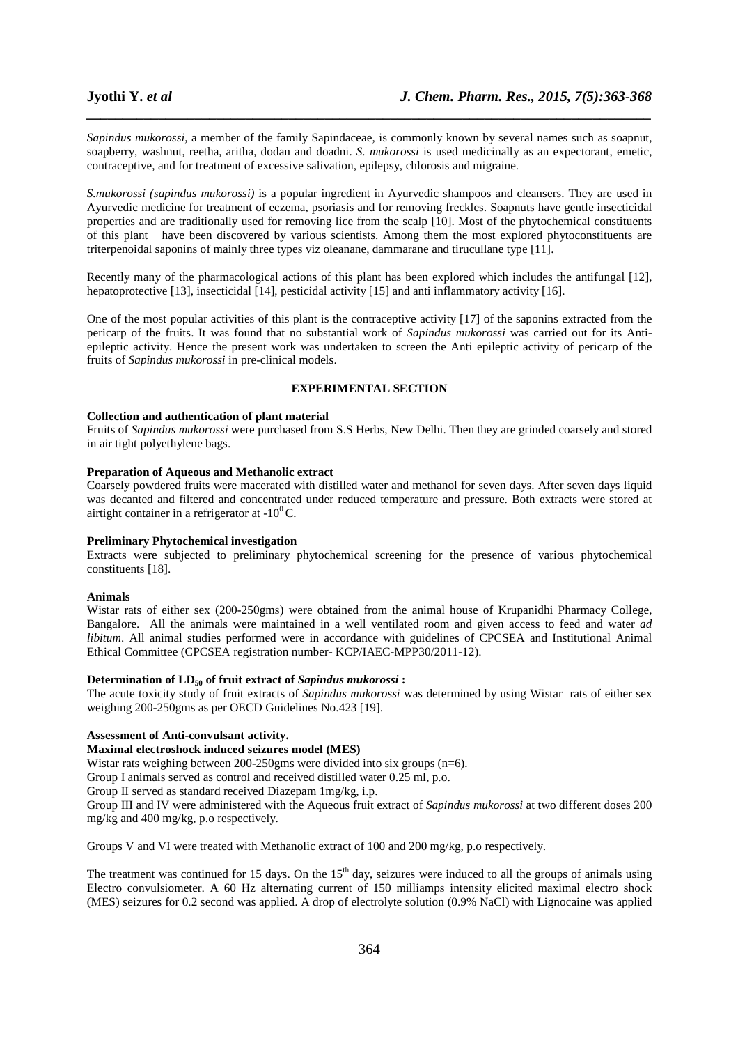*Sapindus mukorossi*, a member of the family Sapindaceae, is commonly known by several names such as soapnut, soapberry, washnut, reetha, aritha, dodan and doadni. *S. mukorossi* is used medicinally as an expectorant, emetic, contraceptive, and for treatment of excessive salivation, epilepsy, chlorosis and migraine.

*S.mukorossi (sapindus mukorossi)* is a popular ingredient in Ayurvedic shampoos and cleansers. They are used in Ayurvedic medicine for treatment of eczema, psoriasis and for removing freckles. Soapnuts have gentle insecticidal properties and are traditionally used for removing lice from the scalp [10]. Most of the phytochemical constituents of this plant have been discovered by various scientists. Among them the most explored phytoconstituents are triterpenoidal saponins of mainly three types viz oleanane, dammarane and tirucullane type [11].

Recently many of the pharmacological actions of this plant has been explored which includes the antifungal [12], hepatoprotective [13], insecticidal [14], pesticidal activity [15] and anti inflammatory activity [16].

One of the most popular activities of this plant is the contraceptive activity [17] of the saponins extracted from the pericarp of the fruits. It was found that no substantial work of *Sapindus mukorossi* was carried out for its Anti-epileptic activity. Hence the present work was undertaken to screen the Anti epileptic activity of pericarp of the fruits of *Sapindus mukorossi* in pre-clinical models.

## EXPERIMENTAL SECTION

**Collection and authentication of plant material**

Fruits of *Sapindus mukorossi* were purchased from S.S Herbs, New Delhi. Then they are grinded coarsely and stored in air tight polyethylene bags.

**Preparation of Aqueous and Methanolic extract**

Coarsely powdered fruits were macerated with distilled water and methanol for seven days. After seven days liquid was decanted and filtered and concentrated under reduced temperature and pressure. Both extracts were stored at airtight container in a refrigerator at $-10^0$ C.

**Preliminary Phytochemical investigation**

Extracts were subjected to preliminary phytochemical screening for the presence of various phytochemical constituents [18].

**Animals**

Wistar rats of either sex (200-250gms) were obtained from the animal house of Krupanidhi Pharmacy College, Bangalore. All the animals were maintained in a well ventilated room and given access to feed and water *ad libitum*. All animal studies performed were in accordance with guidelines of CPCSEA and Institutional Animal Ethical Committee (CPCSEA registration number- KCP/IAEC-MPP30/2011-12).

**Determination of $LD_{50}$ of fruit extract of *Sapindus mukorossi* :**

The acute toxicity study of fruit extracts of *Sapindus mukorossi* was determined by using Wistar rats of either sex weighing 200-250gms as per OECD Guidelines No.423 [19].

**Assessment of Anti-convulsant activity.**

**Maximal electroshock induced seizures model (MES)**

Wistar rats weighing between 200-250gms were divided into six groups (n=6).

Group I animals served as control and received distilled water 0.25 ml, p.o.

Group II served as standard received Diazepam 1mg/kg, i.p.

Group III and IV were administered with the Aqueous fruit extract of *Sapindus mukorossi* at two different doses 200 mg/kg and 400 mg/kg, p.o respectively.

Groups V and VI were treated with Methanolic extract of 100 and 200 mg/kg, p.o respectively.

The treatment was continued for 15 days. On the $15^{th}$ day, seizures were induced to all the groups of animals using Electro convulsiometer. A 60 Hz alternating current of 150 milliamps intensity elicited maximal electro shock (MES) seizures for 0.2 second was applied. A drop of electrolyte solution (0.9% NaCl) with Lignocaine was applied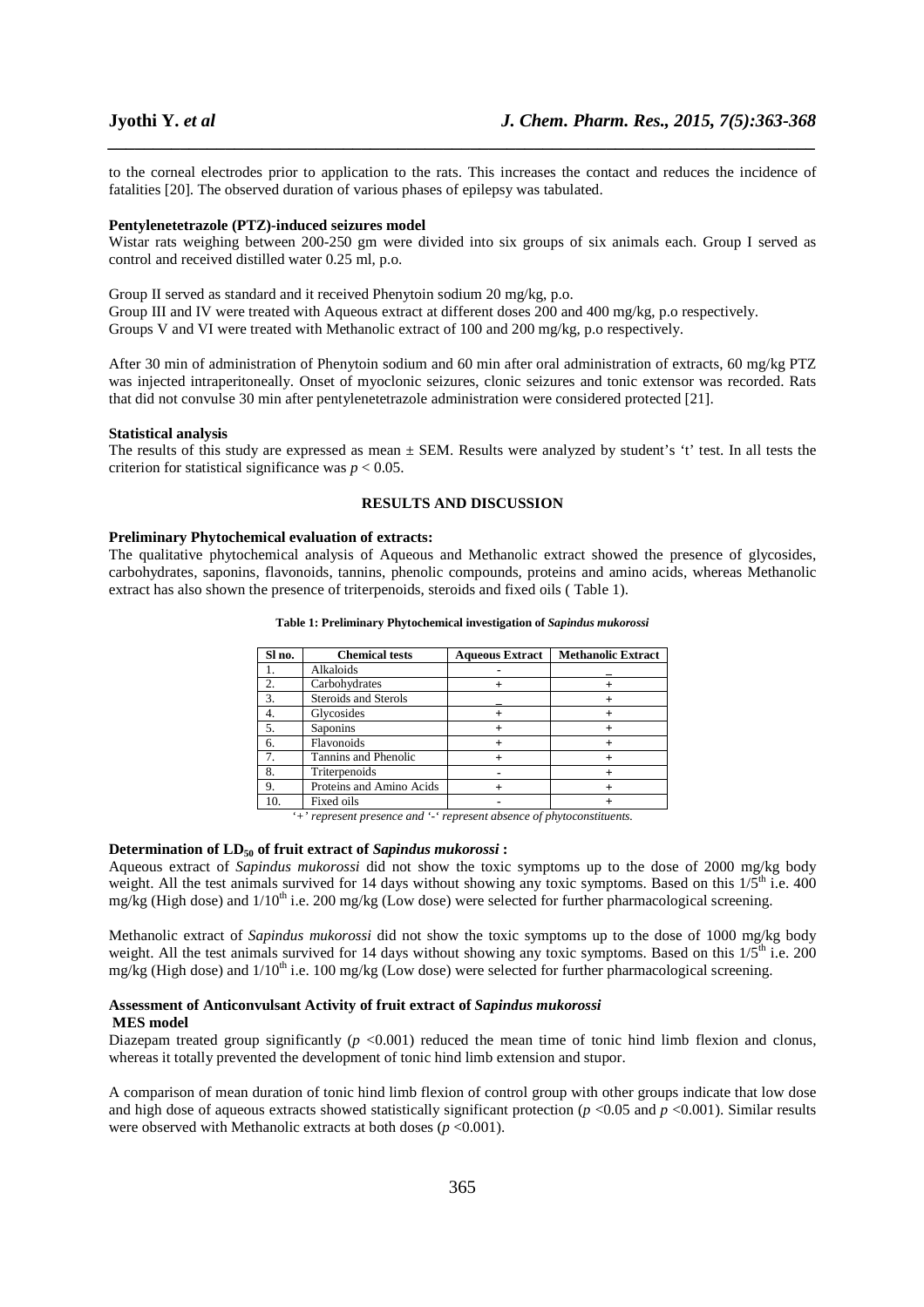to the corneal electrodes prior to application to the rats. This increases the contact and reduces the incidence of fatalities [20]. The observed duration of various phases of epilepsy was tabulated.

**Pentylenetetrazole (PTZ)-induced seizures model**

Wistar rats weighing between 200-250 gm were divided into six groups of six animals each. Group I served as control and received distilled water 0.25 ml, p.o.

Group II served as standard and it received Phenytoin sodium 20 mg/kg, p.o.
Group III and IV were treated with Aqueous extract at different doses 200 and 400 mg/kg, p.o respectively.
Groups V and VI were treated with Methanolic extract of 100 and 200 mg/kg, p.o respectively.

After 30 min of administration of Phenytoin sodium and 60 min after oral administration of extracts, 60 mg/kg PTZ was injected intraperitoneally. Onset of myoclonic seizures, clonic seizures and tonic extensor was recorded. Rats that did not convulse 30 min after pentylenetetrazole administration were considered protected [21].

**Statistical analysis**

The results of this study are expressed as mean ± SEM. Results were analyzed by student's 't' test. In all tests the criterion for statistical significance was $p < 0.05$.

## RESULTS AND DISCUSSION

**Preliminary Phytochemical evaluation of extracts:**

The qualitative phytochemical analysis of Aqueous and Methanolic extract showed the presence of glycosides, carbohydrates, saponins, flavonoids, tannins, phenolic compounds, proteins and amino acids, whereas Methanolic extract has also shown the presence of triterpenoids, steroids and fixed oils ( Table 1).

**Table 1: Preliminary Phytochemical investigation of *Sapindus mukorossi***

| Sl no. | Chemical tests | Aqueous Extract | Methanolic Extract |
|---|---|---|---|
| 1. | Alkaloids | - | _ |
| 2. | Carbohydrates | + | + |
| 3. | Steroids and Sterols | _ | + |
| 4. | Glycosides | + | + |
| 5. | Saponins | + | + |
| 6. | Flavonoids | + | + |
| 7. | Tannins and Phenolic | + | + |
| 8. | Triterpenoids | - | + |
| 9. | Proteins and Amino Acids | + | + |
| 10. | Fixed oils | - | + |

*'+' represent presence and '-' represent absence of phytoconstituents.*

**Determination of $LD_{50}$ of fruit extract of *Sapindus mukorossi* :**

Aqueous extract of *Sapindus mukorossi* did not show the toxic symptoms up to the dose of 2000 mg/kg body weight. All the test animals survived for 14 days without showing any toxic symptoms. Based on this $1/5^{th}$ i.e. 400 mg/kg (High dose) and $1/10^{th}$ i.e. 200 mg/kg (Low dose) were selected for further pharmacological screening.

Methanolic extract of *Sapindus mukorossi* did not show the toxic symptoms up to the dose of 1000 mg/kg body weight. All the test animals survived for 14 days without showing any toxic symptoms. Based on this $1/5^{th}$ i.e. 200 mg/kg (High dose) and $1/10^{th}$ i.e. 100 mg/kg (Low dose) were selected for further pharmacological screening.

**Assessment of Anticonvulsant Activity of fruit extract of *Sapindus mukorossi***

**MES model**

Diazepam treated group significantly ($p$ <0.001) reduced the mean time of tonic hind limb flexion and clonus, whereas it totally prevented the development of tonic hind limb extension and stupor.

A comparison of mean duration of tonic hind limb flexion of control group with other groups indicate that low dose and high dose of aqueous extracts showed statistically significant protection ($p$ <0.05 and $p$ <0.001). Similar results were observed with Methanolic extracts at both doses ($p$ <0.001).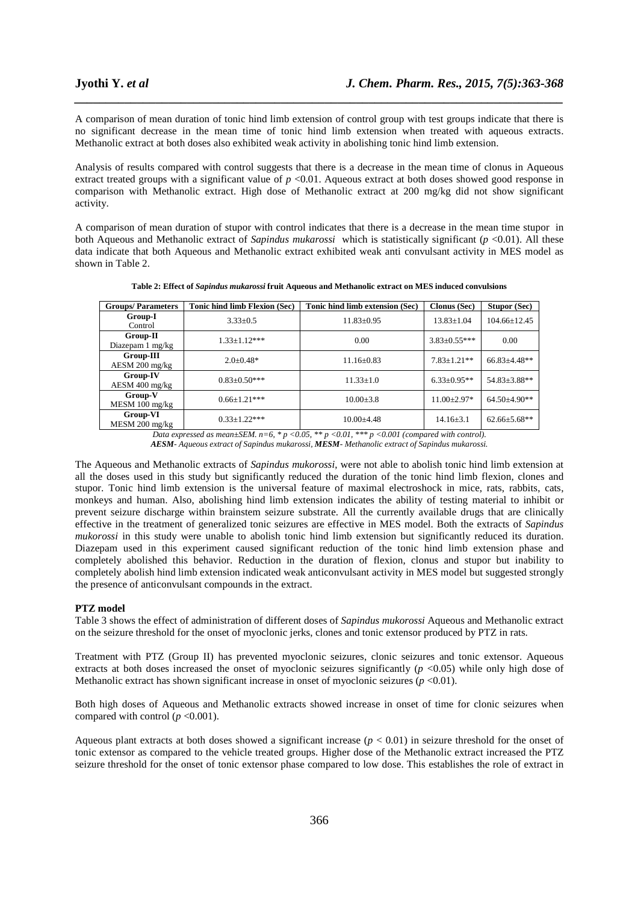A comparison of mean duration of tonic hind limb extension of control group with test groups indicate that there is no significant decrease in the mean time of tonic hind limb extension when treated with aqueous extracts. Methanolic extract at both doses also exhibited weak activity in abolishing tonic hind limb extension.

Analysis of results compared with control suggests that there is a decrease in the mean time of clonus in Aqueous extract treated groups with a significant value of $p < 0.01$. Aqueous extract at both doses showed good response in comparison with Methanolic extract. High dose of Methanolic extract at 200 mg/kg did not show significant activity.

A comparison of mean duration of stupor with control indicates that there is a decrease in the mean time stupor in both Aqueous and Methanolic extract of *Sapindus mukarossi* which is statistically significant ($p < 0.01$). All these data indicate that both Aqueous and Methanolic extract exhibited weak anti convulsant activity in MES model as shown in Table 2.

**Table 2: Effect of *Sapindus mukarossi* fruit Aqueous and Methanolic extract on MES induced convulsions**

| Groups/ Parameters | Tonic hind limb Flexion (Sec) | Tonic hind limb extension (Sec) | Clonus (Sec) | Stupor (Sec) |
|---|---|---|---|---|
| **Group-I** Control | 3.33±0.5 | 11.83±0.95 | 13.83±1.04 | 104.66±12.45 |
| **Group-II** Diazepam 1 mg/kg | 1.33±1.12*** | 0.00 | 3.83±0.55*** | 0.00 |
| **Group-III** AESM 200 mg/kg | 2.0±0.48* | 11.16±0.83 | 7.83±1.21** | 66.83±4.48** |
| **Group-IV** AESM 400 mg/kg | 0.83±0.50*** | 11.33±1.0 | 6.33±0.95** | 54.83±3.88** |
| **Group-V** MESM 100 mg/kg | 0.66±1.21*** | 10.00±3.8 | 11.00±2.97* | 64.50±4.90** |
| **Group-VI** MESM 200 mg/kg | 0.33±1.22*** | 10.00±4.48 | 14.16±3.1 | 62.66±5.68** |

*Data expressed as mean±SEM. n=6, * p <0.05, ** p <0.01, *** p <0.001 (compared with control).*
***AESM**- Aqueous extract of Sapindus mukarossi, **MESM**- Methanolic extract of Sapindus mukarossi.*

The Aqueous and Methanolic extracts of *Sapindus mukorossi*, were not able to abolish tonic hind limb extension at all the doses used in this study but significantly reduced the duration of the tonic hind limb flexion, clones and stupor. Tonic hind limb extension is the universal feature of maximal electroshock in mice, rats, rabbits, cats, monkeys and human. Also, abolishing hind limb extension indicates the ability of testing material to inhibit or prevent seizure discharge within brainstem seizure substrate. All the currently available drugs that are clinically effective in the treatment of generalized tonic seizures are effective in MES model. Both the extracts of *Sapindus mukorossi* in this study were unable to abolish tonic hind limb extension but significantly reduced its duration. Diazepam used in this experiment caused significant reduction of the tonic hind limb extension phase and completely abolished this behavior. Reduction in the duration of flexion, clonus and stupor but inability to completely abolish hind limb extension indicated weak anticonvulsant activity in MES model but suggested strongly the presence of anticonvulsant compounds in the extract.

**PTZ model**

Table 3 shows the effect of administration of different doses of *Sapindus mukorossi* Aqueous and Methanolic extract on the seizure threshold for the onset of myoclonic jerks, clones and tonic extensor produced by PTZ in rats.

Treatment with PTZ (Group II) has prevented myoclonic seizures, clonic seizures and tonic extensor. Aqueous extracts at both doses increased the onset of myoclonic seizures significantly ($p < 0.05$) while only high dose of Methanolic extract has shown significant increase in onset of myoclonic seizures ($p < 0.01$).

Both high doses of Aqueous and Methanolic extracts showed increase in onset of time for clonic seizures when compared with control ($p < 0.001$).

Aqueous plant extracts at both doses showed a significant increase ($p < 0.01$) in seizure threshold for the onset of tonic extensor as compared to the vehicle treated groups. Higher dose of the Methanolic extract increased the PTZ seizure threshold for the onset of tonic extensor phase compared to low dose. This establishes the role of extract in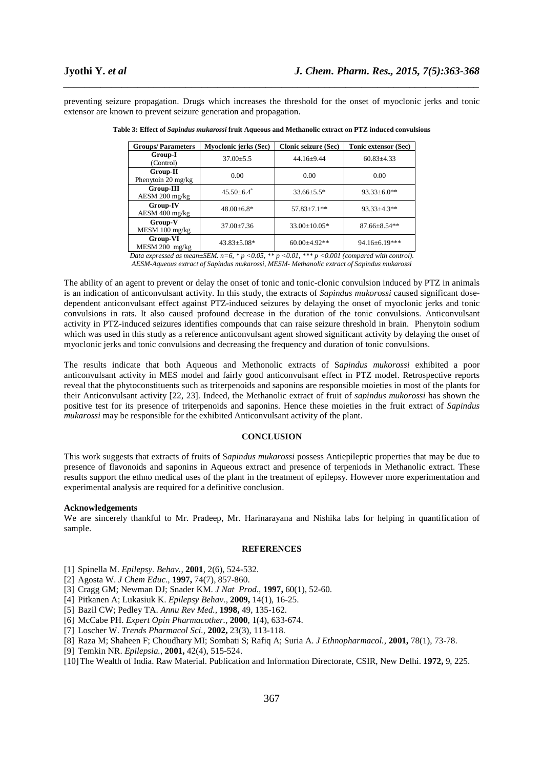preventing seizure propagation. Drugs which increases the threshold for the onset of myoclonic jerks and tonic extensor are known to prevent seizure generation and propagation.

**Table 3: Effect of *Sapindus mukarossi* fruit Aqueous and Methanolic extract on PTZ induced convulsions**

| Groups/ Parameters | Myoclonic jerks (Sec) | Clonic seizure (Sec) | Tonic extensor (Sec) |
|---|---|---|---|
| **Group-I** (Control) | 37.00±5.5 | 44.16±9.44 | 60.83±4.33 |
| **Group-II** Phenytoin 20 mg/kg | 0.00 | 0.00 | 0.00 |
| **Group-III** AESM 200 mg/kg | 45.50±6.4* | 33.66±5.5* | 93.33±6.0** |
| **Group-IV** AESM 400 mg/kg | 48.00±6.8* | 57.83±7.1** | 93.33±4.3** |
| **Group-V** MESM 100 mg/kg | 37.00±7.36 | 33.00±10.05* | 87.66±8.54** |
| **Group-VI** MESM 200 mg/kg | 43.83±5.08* | 60.00±4.92** | 94.16±6.19*** |

*Data expressed as mean±SEM. n=6, * p <0.05, ** p <0.01, *** p <0.001 (compared with control).*
*AESM-Aqueous extract of Sapindus mukarossi, MESM- Methanolic extract of Sapindus mukarossi*

The ability of an agent to prevent or delay the onset of tonic and tonic-clonic convulsion induced by PTZ in animals is an indication of anticonvulsant activity. In this study, the extracts of *Sapindus mukorossi* caused significant dose-dependent anticonvulsant effect against PTZ-induced seizures by delaying the onset of myoclonic jerks and tonic convulsions in rats. It also caused profound decrease in the duration of the tonic convulsions. Anticonvulsant activity in PTZ-induced seizures identifies compounds that can raise seizure threshold in brain. Phenytoin sodium which was used in this study as a reference anticonvulsant agent showed significant activity by delaying the onset of myoclonic jerks and tonic convulsions and decreasing the frequency and duration of tonic convulsions.

The results indicate that both Aqueous and Methonolic extracts of S*apindus mukorossi* exhibited a poor anticonvulsant activity in MES model and fairly good anticonvulsant effect in PTZ model. Retrospective reports reveal that the phytoconstituents such as triterpenoids and saponins are responsible moieties in most of the plants for their Anticonvulsant activity [22, 23]. Indeed, the Methanolic extract of fruit of *sapindus mukorossi* has shown the positive test for its presence of triterpenoids and saponins. Hence these moieties in the fruit extract of *Sapindus mukarossi* may be responsible for the exhibited Anticonvulsant activity of the plant.

## CONCLUSION

This work suggests that extracts of fruits of S*apindus mukarossi* possess Antiepileptic properties that may be due to presence of flavonoids and saponins in Aqueous extract and presence of terpeniods in Methanolic extract. These results support the ethno medical uses of the plant in the treatment of epilepsy. However more experimentation and experimental analysis are required for a definitive conclusion.

### Acknowledgements

We are sincerely thankful to Mr. Pradeep, Mr. Harinarayana and Nishika labs for helping in quantification of sample.

## REFERENCES

[1] Spinella M. *Epilepsy. Behav.,* **2001**, 2(6), 524-532.
[2] Agosta W. *J Chem Educ.,* **1997,** 74(7), 857-860.
[3] Cragg GM; Newman DJ; Snader KM. *J Nat Prod.,* **1997,** 60(1), 52-60.
[4] Pitkanen A; Lukasiuk K. *Epilepsy Behav.,* **2009,** 14(1), 16-25.
[5] Bazil CW; Pedley TA. *Annu Rev Med.,* **1998,** 49, 135-162.
[6] McCabe PH. *Expert Opin Pharmacother.,* **2000**, 1(4), 633-674.
[7] Loscher W. *Trends Pharmacol Sci.,* **2002,** 23(3), 113-118.
[8] Raza M; Shaheen F; Choudhary MI; Sombati S; Rafiq A; Suria A. *J Ethnopharmacol.,* **2001,** 78(1), 73-78.
[9] Temkin NR. *Epilepsia.,* **2001,** 42(4), 515-524.
[10] The Wealth of India. Raw Material. Publication and Information Directorate, CSIR, New Delhi. **1972,** 9, 225.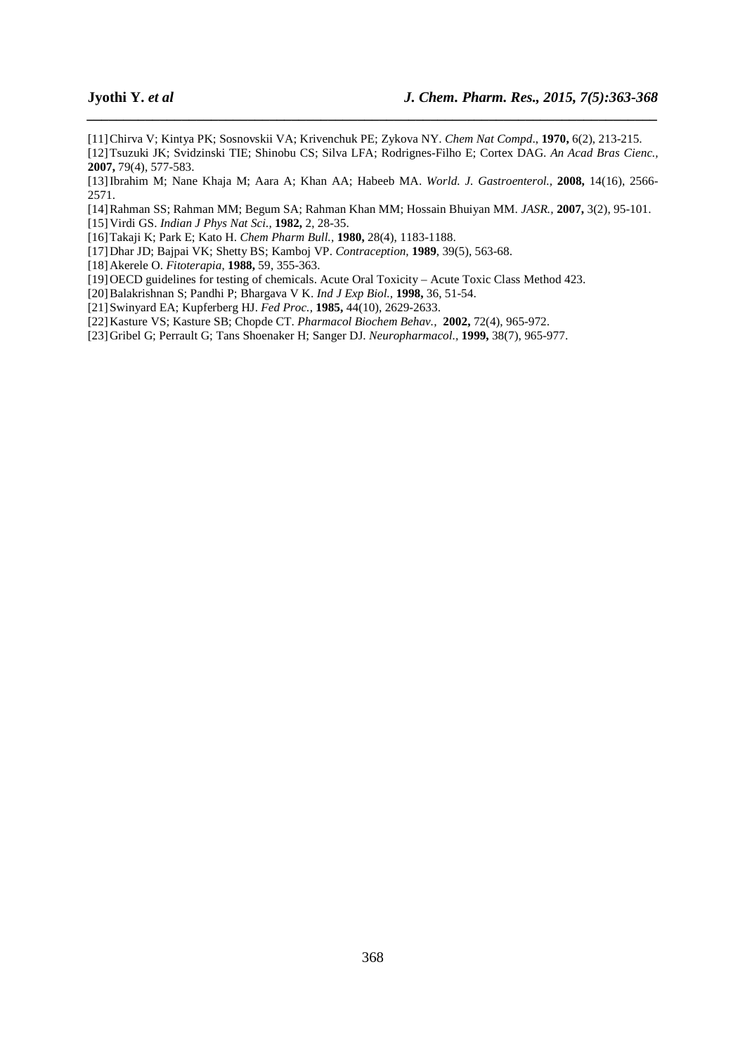[11] Chirva V; Kintya PK; Sosnovskii VA; Krivenchuk PE; Zykova NY. *Chem Nat Compd*., **1970,** 6(2), 213-215.

[12] Tsuzuki JK; Svidzinski TIE; Shinobu CS; Silva LFA; Rodrignes-Filho E; Cortex DAG. *An Acad Bras Cienc.*, **2007,** 79(4), 577-583.

[13] Ibrahim M; Nane Khaja M; Aara A; Khan AA; Habeeb MA. *World. J. Gastroenterol.*, **2008,** 14(16), 2566-2571.

[14] Rahman SS; Rahman MM; Begum SA; Rahman Khan MM; Hossain Bhuiyan MM. *JASR.*, **2007,** 3(2), 95-101.

[15] Virdi GS. *Indian J Phys Nat Sci.*, **1982,** 2, 28-35.

[16] Takaji K; Park E; Kato H. *Chem Pharm Bull.*, **1980,** 28(4), 1183-1188.

[17] Dhar JD; Bajpai VK; Shetty BS; Kamboj VP. *Contraception*, **1989**, 39(5), 563-68.

[18] Akerele O. *Fitoterapia*, **1988,** 59, 355-363.

[19] OECD guidelines for testing of chemicals. Acute Oral Toxicity – Acute Toxic Class Method 423.

[20] Balakrishnan S; Pandhi P; Bhargava V K. *Ind J Exp Biol.*, **1998,** 36, 51-54.

[21] Swinyard EA; Kupferberg HJ. *Fed Proc.*, **1985,** 44(10), 2629-2633.

[22] Kasture VS; Kasture SB; Chopde CT. *Pharmacol Biochem Behav.*, **2002,** 72(4), 965-972.

[23] Gribel G; Perrault G; Tans Shoenaker H; Sanger DJ. *Neuropharmacol.*, **1999,** 38(7), 965-977.